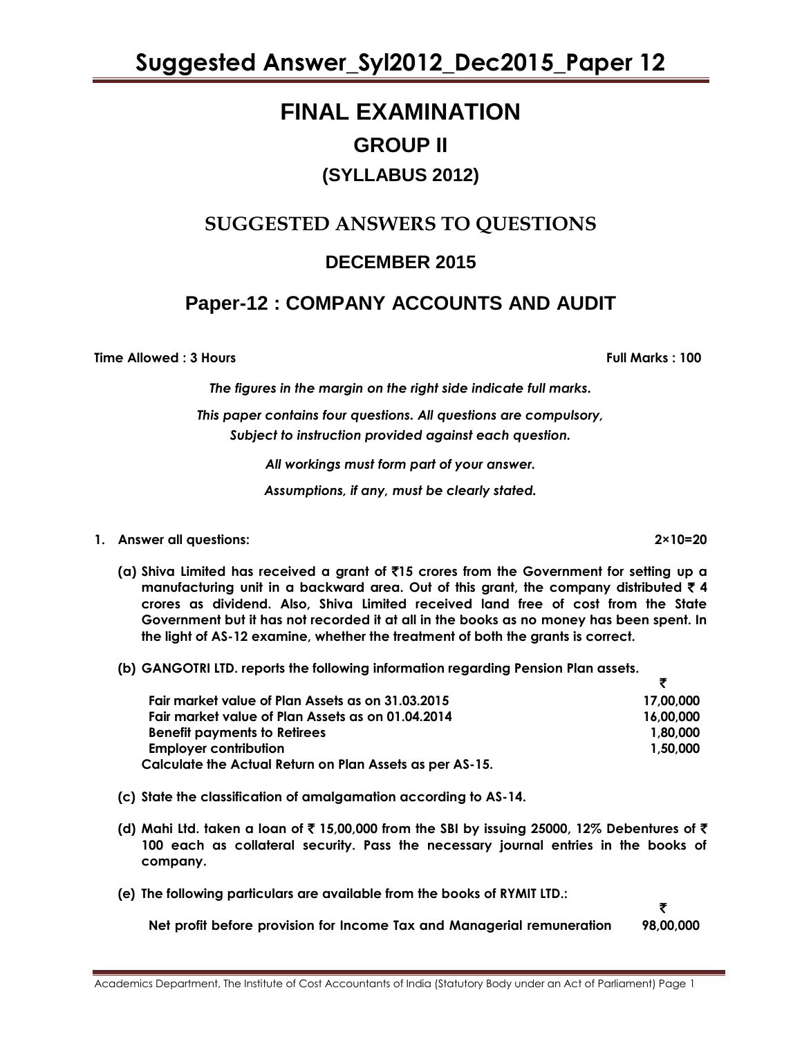# FINAL EXAMINATION

## GROUP II

### (SYLLABUS 2012)

## SUGGESTED ANSWERS TO QUESTIONS

### DECEMBER 2015

## Paper-12 : COMPANY ACCOUNTS AND AUDIT

**Time Allowed : 3 Hours** **Full Marks : 100**

*The figures in the margin on the right side indicate full marks.*

*This paper contains four questions. All questions are compulsory, Subject to instruction provided against each question.*

*All workings must form part of your answer.*

*Assumptions, if any, must be clearly stated.*

**1. Answer all questions: 2×10=20**

**(a) Shiva Limited has received a grant of ₹15 crores from the Government for setting up a manufacturing unit in a backward area. Out of this grant, the company distributed ₹ 4 crores as dividend. Also, Shiva Limited received land free of cost from the State Government but it has not recorded it at all in the books as no money has been spent. In the light of AS-12 examine, whether the treatment of both the grants is correct.**

**(b) GANGOTRI LTD. reports the following information regarding Pension Plan assets.**

| | ₹ |
|---|---|
| Fair market value of Plan Assets as on 31.03.2015 | 17,00,000 |
| Fair market value of Plan Assets as on 01.04.2014 | 16,00,000 |
| Benefit payments to Retirees | 1,80,000 |
| Employer contribution | 1,50,000 |

**Calculate the Actual Return on Plan Assets as per AS-15.**

**(c) State the classification of amalgamation according to AS-14.**

**(d) Mahi Ltd. taken a loan of ₹ 15,00,000 from the SBI by issuing 25000, 12% Debentures of ₹ 100 each as collateral security. Pass the necessary journal entries in the books of company.**

**(e) The following particulars are available from the books of RYMIT LTD.:**

| | ₹ |
|---|---|
| Net profit before provision for Income Tax and Managerial remuneration | 98,00,000 |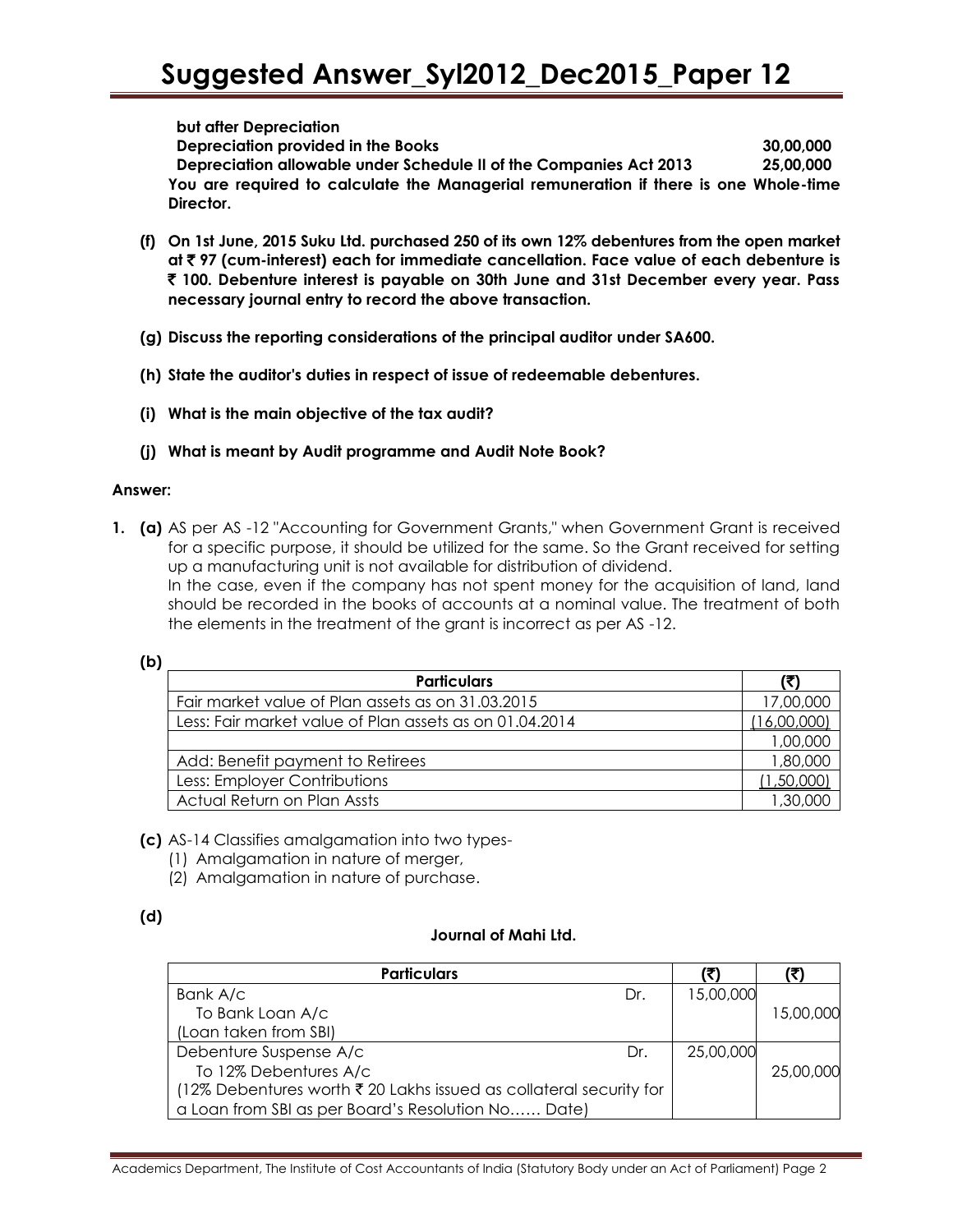**but after Depreciation**

| | |
|---|---|
| **Depreciation provided in the Books** | **30,00,000** |
| **Depreciation allowable under Schedule II of the Companies Act 2013** | **25,00,000** |

**You are required to calculate the Managerial remuneration if there is one Whole-time Director.**

**(f) On 1st June, 2015 Suku Ltd. purchased 250 of its own 12% debentures from the open market at ₹ 97 (cum-interest) each for immediate cancellation. Face value of each debenture is ₹ 100. Debenture interest is payable on 30th June and 31st December every year. Pass necessary journal entry to record the above transaction.**

**(g) Discuss the reporting considerations of the principal auditor under SA600.**

**(h) State the auditor's duties in respect of issue of redeemable debentures.**

**(i) What is the main objective of the tax audit?**

**(j) What is meant by Audit programme and Audit Note Book?**

**Answer:**

**1. (a)** AS per AS -12 "Accounting for Government Grants," when Government Grant is received for a specific purpose, it should be utilized for the same. So the Grant received for setting up a manufacturing unit is not available for distribution of dividend.
In the case, even if the company has not spent money for the acquisition of land, land should be recorded in the books of accounts at a nominal value. The treatment of both the elements in the treatment of the grant is incorrect as per AS -12.

**(b)**

| Particulars | (₹) |
|---|---|
| Fair market value of Plan assets as on 31.03.2015 | 17,00,000 |
| Less: Fair market value of Plan assets as on 01.04.2014 | (16,00,000) |
| | 1,00,000 |
| Add: Benefit payment to Retirees | 1,80,000 |
| Less: Employer Contributions | (1,50,000) |
| Actual Return on Plan Assts | 1,30,000 |

**(c)** AS-14 Classifies amalgamation into two types-
(1) Amalgamation in nature of merger,
(2) Amalgamation in nature of purchase.

**(d)**

**Journal of Mahi Ltd.**

| Particulars | | (₹) | (₹) |
|---|---|---|---|
| Bank A/c | Dr. | 15,00,000 | |
| To Bank Loan A/c | | | 15,00,000 |
| (Loan taken from SBI) | | | |
| Debenture Suspense A/c | Dr. | 25,00,000 | |
| To 12% Debentures A/c | | | 25,00,000 |
| (12% Debentures worth ₹ 20 Lakhs issued as collateral security for a Loan from SBI as per Board's Resolution No…… Date) | | | |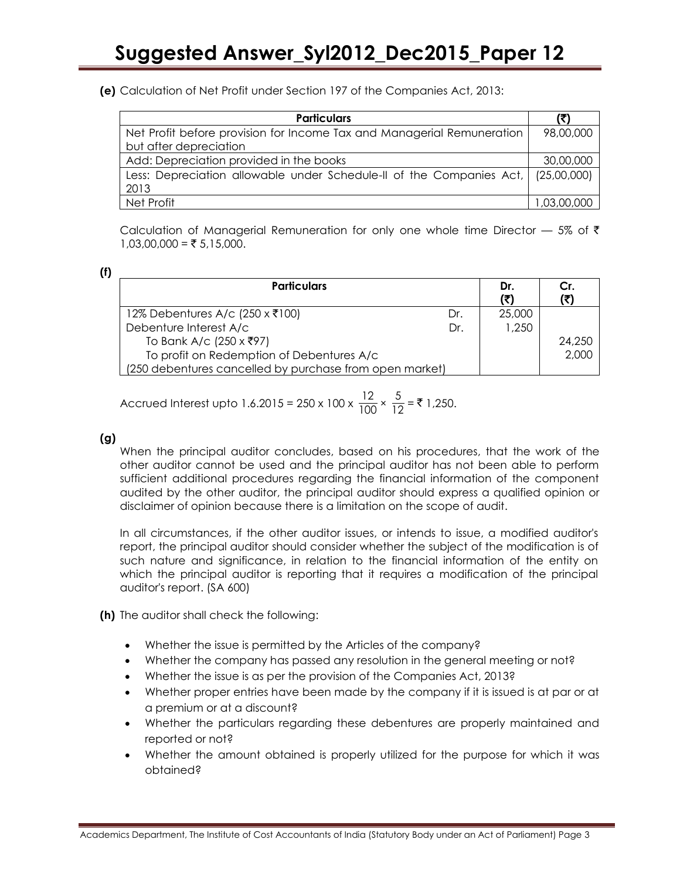**(e)** Calculation of Net Profit under Section 197 of the Companies Act, 2013:

| Particulars | (₹) |
|---|---|
| Net Profit before provision for Income Tax and Managerial Remuneration but after depreciation | 98,00,000 |
| Add: Depreciation provided in the books | 30,00,000 |
| Less: Depreciation allowable under Schedule-II of the Companies Act, 2013 | (25,00,000) |
| Net Profit | 1,03,00,000 |

Calculation of Managerial Remuneration for only one whole time Director — 5% of ₹ 1,03,00,000 = ₹ 5,15,000.

**(f)**

| Particulars | | Dr. (₹) | Cr. (₹) |
|---|---|---|---|
| 12% Debentures A/c (250 x ₹100) | Dr. | 25,000 | |
| Debenture Interest A/c | Dr. | 1,250 | |
| To Bank A/c (250 x ₹97) | | | 24,250 |
| To profit on Redemption of Debentures A/c | | | 2,000 |
| (250 debentures cancelled by purchase from open market) | | | |

Accrued Interest upto 1.6.2015 = $250 \times 100 \times \frac{12}{100} \times \frac{5}{12}$ = ₹ 1,250.

**(g)**

When the principal auditor concludes, based on his procedures, that the work of the other auditor cannot be used and the principal auditor has not been able to perform sufficient additional procedures regarding the financial information of the component audited by the other auditor, the principal auditor should express a qualified opinion or disclaimer of opinion because there is a limitation on the scope of audit.

In all circumstances, if the other auditor issues, or intends to issue, a modified auditor's report, the principal auditor should consider whether the subject of the modification is of such nature and significance, in relation to the financial information of the entity on which the principal auditor is reporting that it requires a modification of the principal auditor's report. (SA 600)

**(h)** The auditor shall check the following:

- Whether the issue is permitted by the Articles of the company?
- Whether the company has passed any resolution in the general meeting or not?
- Whether the issue is as per the provision of the Companies Act, 2013?
- Whether proper entries have been made by the company if it is issued is at par or at a premium or at a discount?
- Whether the particulars regarding these debentures are properly maintained and reported or not?
- Whether the amount obtained is properly utilized for the purpose for which it was obtained?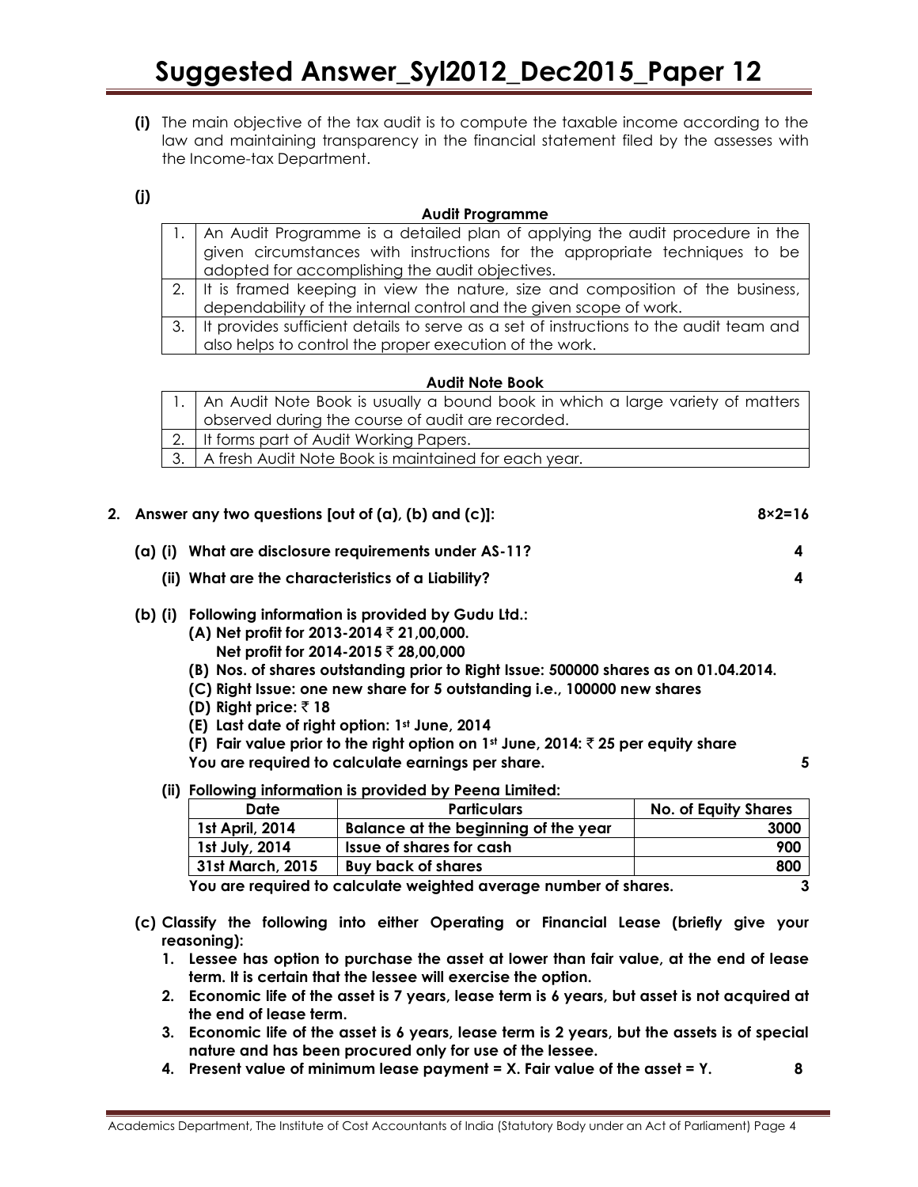**(i)** The main objective of the tax audit is to compute the taxable income according to the law and maintaining transparency in the financial statement filed by the assesses with the Income-tax Department.

**(j)**

**Audit Programme**

| | |
|---|---|
| 1. | An Audit Programme is a detailed plan of applying the audit procedure in the given circumstances with instructions for the appropriate techniques to be adopted for accomplishing the audit objectives. |
| 2. | It is framed keeping in view the nature, size and composition of the business, dependability of the internal control and the given scope of work. |
| 3. | It provides sufficient details to serve as a set of instructions to the audit team and also helps to control the proper execution of the work. |

**Audit Note Book**

| | |
|---|---|
| 1. | An Audit Note Book is usually a bound book in which a large variety of matters observed during the course of audit are recorded. |
| 2. | It forms part of Audit Working Papers. |
| 3. | A fresh Audit Note Book is maintained for each year. |

**2. Answer any two questions [out of (a), (b) and (c)]:** **8×2=16**

**(a) (i) What are disclosure requirements under AS-11?** **4**

**(ii) What are the characteristics of a Liability?** **4**

**(b) (i) Following information is provided by Gudu Ltd.:**

**(A) Net profit for 2013-2014 ₹ 21,00,000.**
**Net profit for 2014-2015 ₹ 28,00,000**

**(B) Nos. of shares outstanding prior to Right Issue: 500000 shares as on 01.04.2014.**

**(C) Right Issue: one new share for 5 outstanding i.e., 100000 new shares**

**(D) Right price: ₹ 18**

**(E) Last date of right option: 1st June, 2014**

**(F) Fair value prior to the right option on 1st June, 2014: ₹ 25 per equity share**

**You are required to calculate earnings per share.** **5**

**(ii) Following information is provided by Peena Limited:**

| Date | Particulars | No. of Equity Shares |
|---|---|---|
| 1st April, 2014 | Balance at the beginning of the year | 3000 |
| 1st July, 2014 | Issue of shares for cash | 900 |
| 31st March, 2015 | Buy back of shares | 800 |

**You are required to calculate weighted average number of shares.** **3**

**(c) Classify the following into either Operating or Financial Lease (briefly give your reasoning):**

1. **Lessee has option to purchase the asset at lower than fair value, at the end of lease term. It is certain that the lessee will exercise the option.**
2. **Economic life of the asset is 7 years, lease term is 6 years, but asset is not acquired at the end of lease term.**
3. **Economic life of the asset is 6 years, lease term is 2 years, but the assets is of special nature and has been procured only for use of the lessee.**
4. **Present value of minimum lease payment = X. Fair value of the asset = Y.** **8**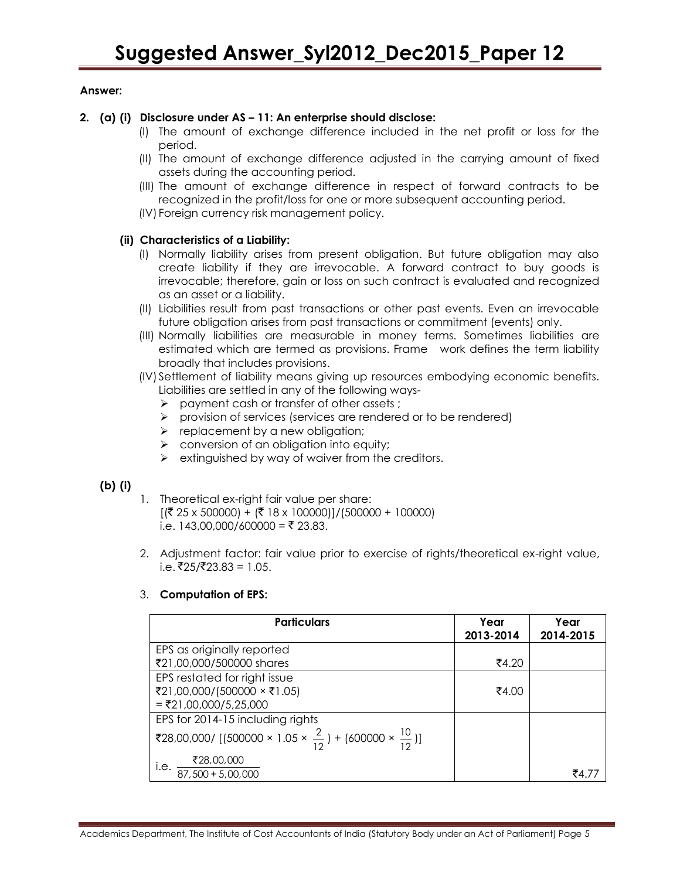**Answer:**

**2. (a) (i) Disclosure under AS – 11: An enterprise should disclose:**

(I) The amount of exchange difference included in the net profit or loss for the period.

(II) The amount of exchange difference adjusted in the carrying amount of fixed assets during the accounting period.

(III) The amount of exchange difference in respect of forward contracts to be recognized in the profit/loss for one or more subsequent accounting period.

(IV) Foreign currency risk management policy.

**(ii) Characteristics of a Liability:**

(I) Normally liability arises from present obligation. But future obligation may also create liability if they are irrevocable. A forward contract to buy goods is irrevocable; therefore, gain or loss on such contract is evaluated and recognized as an asset or a liability.

(II) Liabilities result from past transactions or other past events. Even an irrevocable future obligation arises from past transactions or commitment (events) only.

(III) Normally liabilities are measurable in money terms. Sometimes liabilities are estimated which are termed as provisions. Frame work defines the term liability broadly that includes provisions.

(IV) Settlement of liability means giving up resources embodying economic benefits. Liabilities are settled in any of the following ways-

- payment cash or transfer of other assets ;
- provision of services (services are rendered or to be rendered)
- replacement by a new obligation;
- conversion of an obligation into equity;
- extinguished by way of waiver from the creditors.

**(b) (i)**

1. Theoretical ex-right fair value per share:
   [(₹ 25 x 500000) + (₹ 18 x 100000)]/(500000 + 100000)
   i.e. 143,00,000/600000 = ₹ 23.83.

2. Adjustment factor: fair value prior to exercise of rights/theoretical ex-right value, i.e. ₹25/₹23.83 = 1.05.

3. **Computation of EPS:**

| Particulars | Year 2013-2014 | Year 2014-2015 |
|---|---|---|
| EPS as originally reported<br>₹21,00,000/500000 shares | ₹4.20 | |
| EPS restated for right issue<br>₹21,00,000/(500000 × ₹1.05)<br>= ₹21,00,000/5,25,000 | ₹4.00 | |
| EPS for 2014-15 including rights<br>₹28,00,000/ [(500000 × 1.05 × $\frac{2}{12}$) + (600000 × $\frac{10}{12}$)]<br>i.e. $\frac{₹28,00,000}{87,500 + 5,00,000}$ | | ₹4.77 |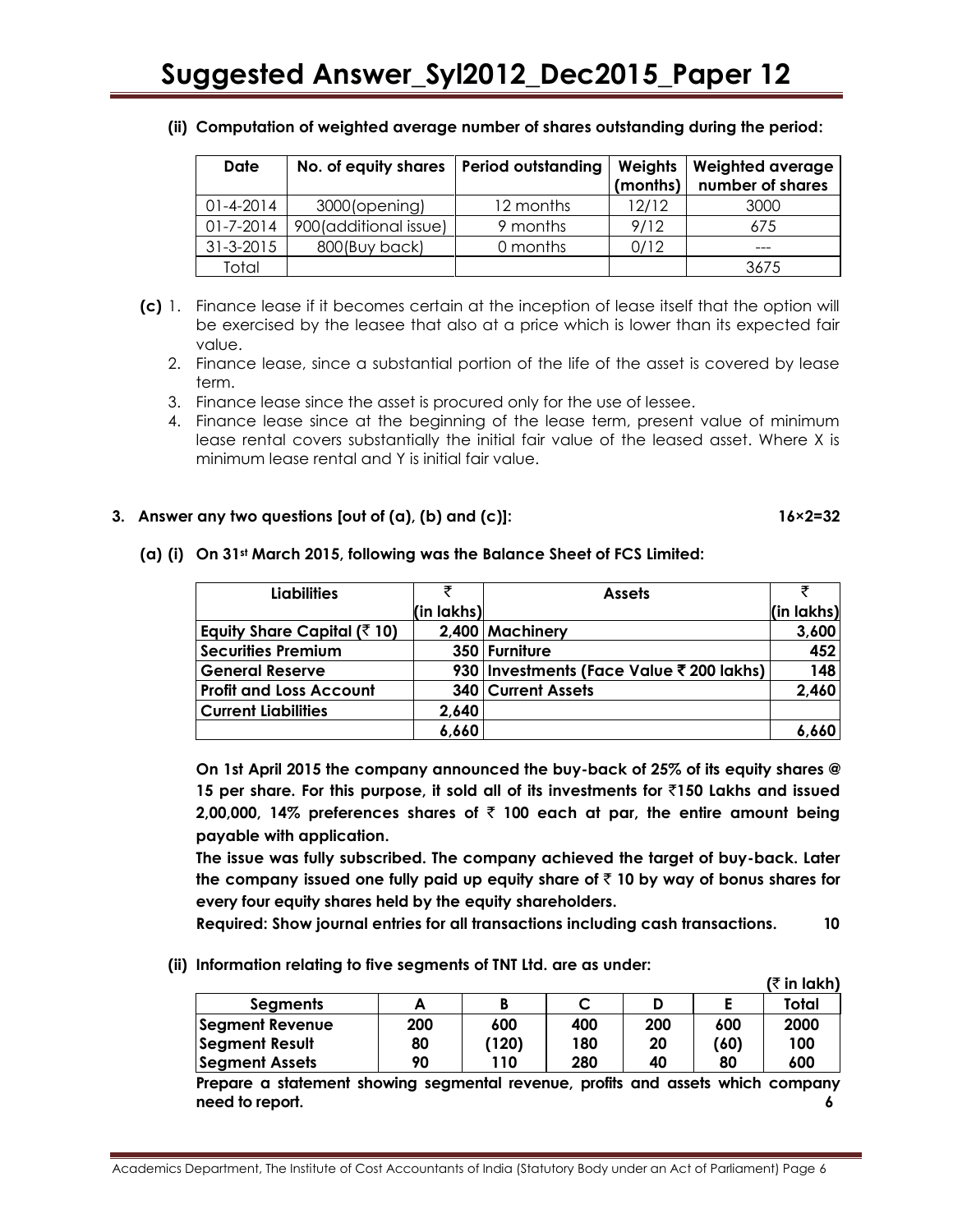**(ii) Computation of weighted average number of shares outstanding during the period:**

| Date | No. of equity shares | Period outstanding | Weights (months) | Weighted average number of shares |
|---|---|---|---|---|
| 01-4-2014 | 3000(opening) | 12 months | 12/12 | 3000 |
| 01-7-2014 | 900(additional issue) | 9 months | 9/12 | 675 |
| 31-3-2015 | 800(Buy back) | 0 months | 0/12 | --- |
| Total | | | | 3675 |

**(c)** 1. Finance lease if it becomes certain at the inception of lease itself that the option will be exercised by the leasee that also at a price which is lower than its expected fair value.

2. Finance lease, since a substantial portion of the life of the asset is covered by lease term.
3. Finance lease since the asset is procured only for the use of lessee.
4. Finance lease since at the beginning of the lease term, present value of minimum lease rental covers substantially the initial fair value of the leased asset. Where X is minimum lease rental and Y is initial fair value.

**3. Answer any two questions [out of (a), (b) and (c)]: 16×2=32**

**(a) (i) On 31st March 2015, following was the Balance Sheet of FCS Limited:**

| Liabilities | ₹ (in lakhs) | Assets | ₹ (in lakhs) |
|---|---|---|---|
| **Equity Share Capital (₹ 10)** | **2,400** | **Machinery** | **3,600** |
| **Securities Premium** | **350** | **Furniture** | **452** |
| **General Reserve** | **930** | **Investments (Face Value ₹ 200 lakhs)** | **148** |
| **Profit and Loss Account** | **340** | **Current Assets** | **2,460** |
| **Current Liabilities** | **2,640** | | |
| | **6,660** | | **6,660** |

**On 1st April 2015 the company announced the buy-back of 25% of its equity shares @ 15 per share. For this purpose, it sold all of its investments for ₹150 Lakhs and issued 2,00,000, 14% preferences shares of ₹ 100 each at par, the entire amount being payable with application.**

**The issue was fully subscribed. The company achieved the target of buy-back. Later the company issued one fully paid up equity share of ₹ 10 by way of bonus shares for every four equity shares held by the equity shareholders.**

**Required: Show journal entries for all transactions including cash transactions. 10**

**(ii) Information relating to five segments of TNT Ltd. are as under:**

**(₹ in lakh)**

| Segments | A | B | C | D | E | Total |
|---|---|---|---|---|---|---|
| **Segment Revenue** | **200** | **600** | **400** | **200** | **600** | **2000** |
| **Segment Result** | **80** | **(120)** | **180** | **20** | **(60)** | **100** |
| **Segment Assets** | **90** | **110** | **280** | **40** | **80** | **600** |

**Prepare a statement showing segmental revenue, profits and assets which company need to report. 6**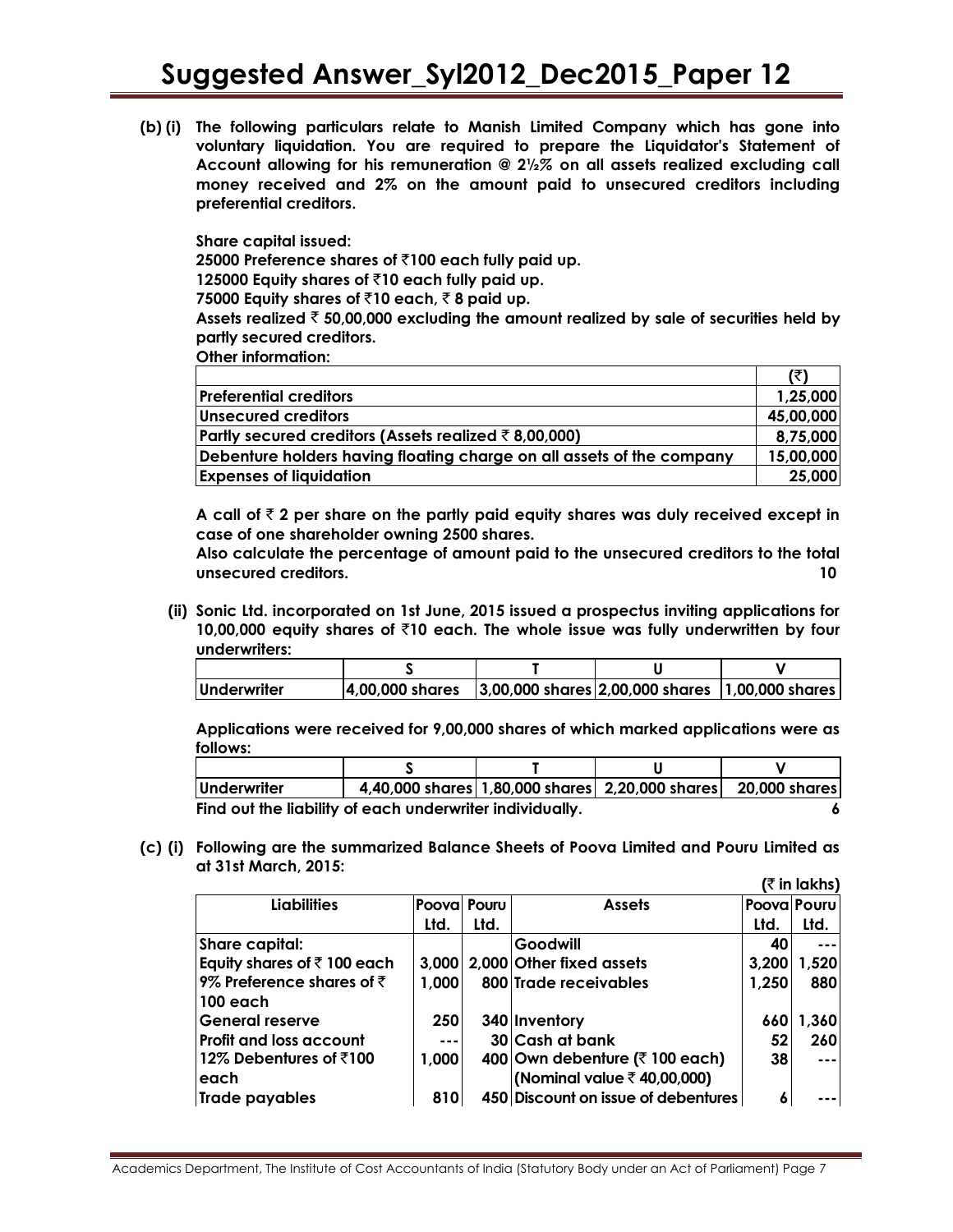**(b) (i) The following particulars relate to Manish Limited Company which has gone into voluntary liquidation. You are required to prepare the Liquidator's Statement of Account allowing for his remuneration @ 2½% on all assets realized excluding call money received and 2% on the amount paid to unsecured creditors including preferential creditors.**

**Share capital issued:**

**25000 Preference shares of ₹100 each fully paid up.**

**125000 Equity shares of ₹10 each fully paid up.**

**75000 Equity shares of ₹10 each, ₹ 8 paid up.**

**Assets realized ₹ 50,00,000 excluding the amount realized by sale of securities held by partly secured creditors.**

**Other information:**

| | (₹) |
|---|---|
| Preferential creditors | 1,25,000 |
| Unsecured creditors | 45,00,000 |
| Partly secured creditors (Assets realized ₹ 8,00,000) | 8,75,000 |
| Debenture holders having floating charge on all assets of the company | 15,00,000 |
| Expenses of liquidation | 25,000 |

**A call of ₹ 2 per share on the partly paid equity shares was duly received except in case of one shareholder owning 2500 shares.**

**Also calculate the percentage of amount paid to the unsecured creditors to the total unsecured creditors.** **10**

**(ii) Sonic Ltd. incorporated on 1st June, 2015 issued a prospectus inviting applications for 10,00,000 equity shares of ₹10 each. The whole issue was fully underwritten by four underwriters:**

| | S | T | U | V |
|---|---|---|---|---|
| Underwriter | 4,00,000 shares | 3,00,000 shares | 2,00,000 shares | 1,00,000 shares |

**Applications were received for 9,00,000 shares of which marked applications were as follows:**

| | S | T | U | V |
|---|---|---|---|---|
| Underwriter | 4,40,000 shares | 1,80,000 shares | 2,20,000 shares | 20,000 shares |

**Find out the liability of each underwriter individually.** **6**

**(c) (i) Following are the summarized Balance Sheets of Poova Limited and Pouru Limited as at 31st March, 2015:**

**(₹ in lakhs)**

| Liabilities | Poova Ltd. | Pouru Ltd. | Assets | Poova Ltd. | Pouru Ltd. |
|---|---|---|---|---|---|
| Share capital: | | | Goodwill | 40 | --- |
| Equity shares of ₹ 100 each | 3,000 | 2,000 | Other fixed assets | 3,200 | 1,520 |
| 9% Preference shares of ₹ 100 each | 1,000 | 800 | Trade receivables | 1,250 | 880 |
| General reserve | 250 | 340 | Inventory | 660 | 1,360 |
| Profit and loss account | --- | 30 | Cash at bank | 52 | 260 |
| 12% Debentures of ₹100 each | 1,000 | 400 | Own debenture (₹ 100 each) (Nominal value ₹ 40,00,000) | 38 | --- |
| Trade payables | 810 | 450 | Discount on issue of debentures | 6 | --- |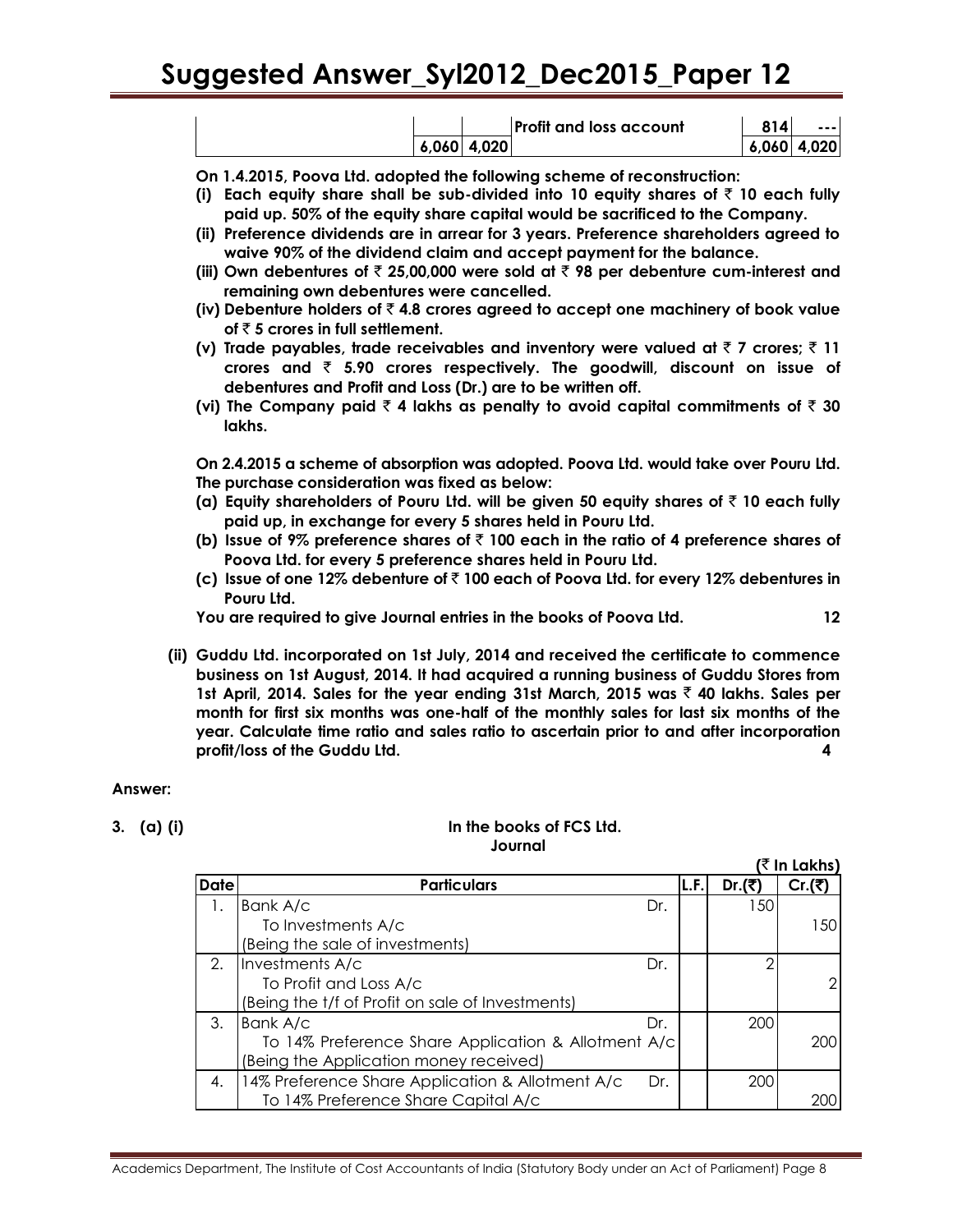| | | | Profit and loss account | 814 | --- |
|---|---|---|---|---|---|
| | 6,060 | 4,020 | | 6,060 | 4,020 |

**On 1.4.2015, Poova Ltd. adopted the following scheme of reconstruction:**

**(i) Each equity share shall be sub-divided into 10 equity shares of ₹ 10 each fully paid up. 50% of the equity share capital would be sacrificed to the Company.**

**(ii) Preference dividends are in arrear for 3 years. Preference shareholders agreed to waive 90% of the dividend claim and accept payment for the balance.**

**(iii) Own debentures of ₹ 25,00,000 were sold at ₹ 98 per debenture cum-interest and remaining own debentures were cancelled.**

**(iv) Debenture holders of ₹ 4.8 crores agreed to accept one machinery of book value of ₹ 5 crores in full settlement.**

**(v) Trade payables, trade receivables and inventory were valued at ₹ 7 crores; ₹ 11 crores and ₹ 5.90 crores respectively. The goodwill, discount on issue of debentures and Profit and Loss (Dr.) are to be written off.**

**(vi) The Company paid ₹ 4 lakhs as penalty to avoid capital commitments of ₹ 30 lakhs.**

**On 2.4.2015 a scheme of absorption was adopted. Poova Ltd. would take over Pouru Ltd. The purchase consideration was fixed as below:**

**(a) Equity shareholders of Pouru Ltd. will be given 50 equity shares of ₹ 10 each fully paid up, in exchange for every 5 shares held in Pouru Ltd.**

**(b) Issue of 9% preference shares of ₹ 100 each in the ratio of 4 preference shares of Poova Ltd. for every 5 preference shares held in Pouru Ltd.**

**(c) Issue of one 12% debenture of ₹ 100 each of Poova Ltd. for every 12% debentures in Pouru Ltd.**

**You are required to give Journal entries in the books of Poova Ltd.** **12**

**(ii) Guddu Ltd. incorporated on 1st July, 2014 and received the certificate to commence business on 1st August, 2014. It had acquired a running business of Guddu Stores from 1st April, 2014. Sales for the year ending 31st March, 2015 was ₹ 40 lakhs. Sales per month for first six months was one-half of the monthly sales for last six months of the year. Calculate time ratio and sales ratio to ascertain prior to and after incorporation profit/loss of the Guddu Ltd.** **4**

**Answer:**

**3. (a) (i)**

**In the books of FCS Ltd.**
**Journal**

**(₹ In Lakhs)**

| Date | Particulars | L.F. | Dr.(₹) | Cr.(₹) |
|---|---|---|---|---|
| 1. | Bank A/c Dr. | | 150 | |
| | To Investments A/c | | | 150 |
| | (Being the sale of investments) | | | |
| 2. | Investments A/c Dr. | | 2 | |
| | To Profit and Loss A/c | | | 2 |
| | (Being the t/f of Profit on sale of Investments) | | | |
| 3. | Bank A/c Dr. | | 200 | |
| | To 14% Preference Share Application & Allotment A/c | | | 200 |
| | (Being the Application money received) | | | |
| 4. | 14% Preference Share Application & Allotment A/c Dr. | | 200 | |
| | To 14% Preference Share Capital A/c | | | 200 |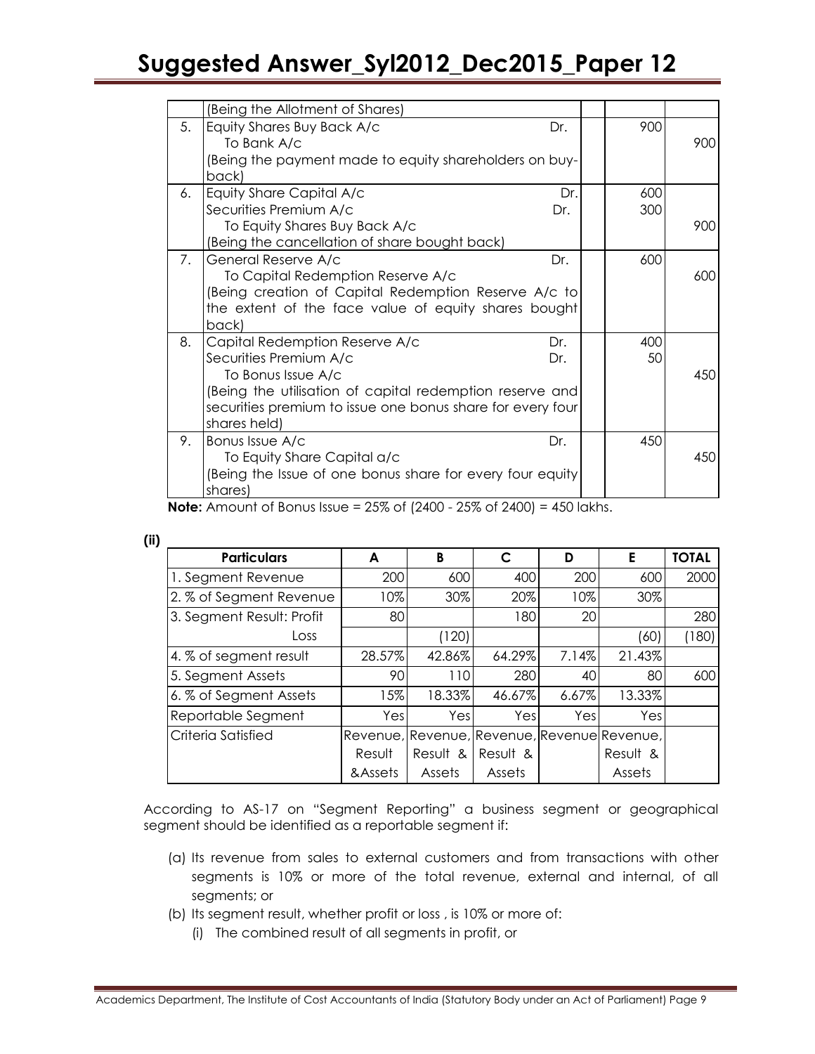| | | | | |
|---|---|---|---|---|
| | (Being the Allotment of Shares) | | | |
| 5. | Equity Shares Buy Back A/c Dr.<br>To Bank A/c<br>(Being the payment made to equity shareholders on buy-back) | | 900 | 900 |
| 6. | Equity Share Capital A/c Dr.<br>Securities Premium A/c Dr.<br>To Equity Shares Buy Back A/c<br>(Being the cancellation of share bought back) | | 600<br>300 | 900 |
| 7. | General Reserve A/c Dr.<br>To Capital Redemption Reserve A/c<br>(Being creation of Capital Redemption Reserve A/c to the extent of the face value of equity shares bought back) | | 600 | 600 |
| 8. | Capital Redemption Reserve A/c Dr.<br>Securities Premium A/c Dr.<br>To Bonus Issue A/c<br>(Being the utilisation of capital redemption reserve and securities premium to issue one bonus share for every four shares held) | | 400<br>50 | 450 |
| 9. | Bonus Issue A/c Dr.<br>To Equity Share Capital a/c<br>(Being the Issue of one bonus share for every four equity shares) | | 450 | 450 |

**Note:** Amount of Bonus Issue = 25% of (2400 - 25% of 2400) = 450 lakhs.

**(ii)**

| Particulars | A | B | C | D | E | TOTAL |
|---|---|---|---|---|---|---|
| 1. Segment Revenue | 200 | 600 | 400 | 200 | 600 | 2000 |
| 2. % of Segment Revenue | 10% | 30% | 20% | 10% | 30% | |
| 3. Segment Result: Profit | 80 | | 180 | 20 | | 280 |
| Loss | | (120) | | | (60) | (180) |
| 4. % of segment result | 28.57% | 42.86% | 64.29% | 7.14% | 21.43% | |
| 5. Segment Assets | 90 | 110 | 280 | 40 | 80 | 600 |
| 6. % of Segment Assets | 15% | 18.33% | 46.67% | 6.67% | 13.33% | |
| Reportable Segment | Yes | Yes | Yes | Yes | Yes | |
| Criteria Satisfied | Revenue, Result &Assets | Revenue, Result & Assets | Revenue, Result & Assets | Revenue | Revenue, Result & Assets | |

According to AS-17 on "Segment Reporting" a business segment or geographical segment should be identified as a reportable segment if:

(a) Its revenue from sales to external customers and from transactions with other segments is 10% or more of the total revenue, external and internal, of all segments; or

(b) Its segment result, whether profit or loss , is 10% or more of:

   (i) The combined result of all segments in profit, or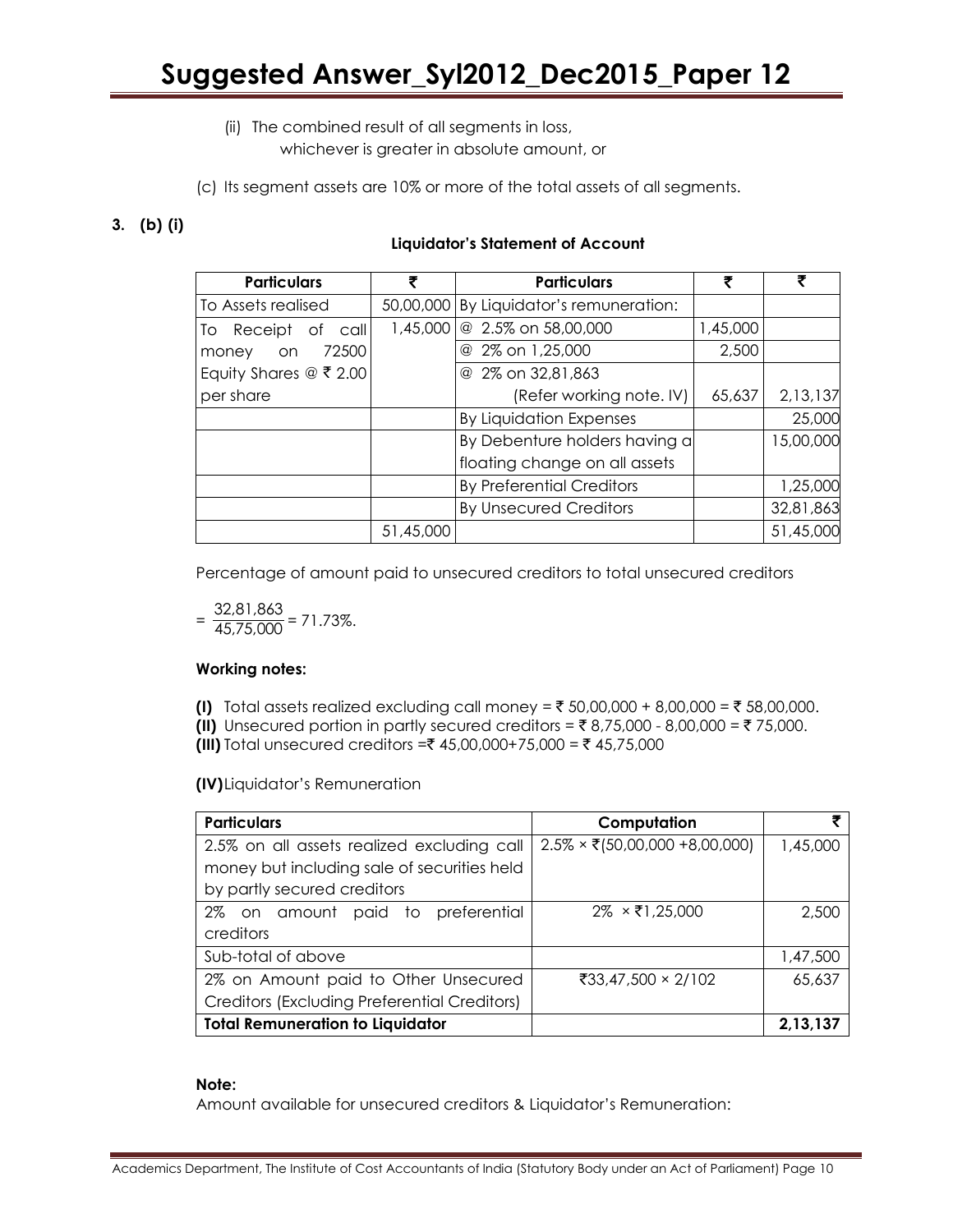(ii) The combined result of all segments in loss,
whichever is greater in absolute amount, or

(c) Its segment assets are 10% or more of the total assets of all segments.

**3. (b) (i)**

**Liquidator's Statement of Account**

| Particulars | ₹ | Particulars | ₹ | ₹ |
|---|---|---|---|---|
| To Assets realised | 50,00,000 | By Liquidator's remuneration: | | |
| To Receipt of call money on 72500 Equity Shares @ ₹ 2.00 per share | 1,45,000 | @ 2.5% on 58,00,000 | 1,45,000 | |
| | | @ 2% on 1,25,000 | 2,500 | |
| | | @ 2% on 32,81,863 (Refer working note. IV) | 65,637 | 2,13,137 |
| | | By Liquidation Expenses | | 25,000 |
| | | By Debenture holders having a floating change on all assets | | 15,00,000 |
| | | By Preferential Creditors | | 1,25,000 |
| | | By Unsecured Creditors | | 32,81,863 |
| | 51,45,000 | | | 51,45,000 |

Percentage of amount paid to unsecured creditors to total unsecured creditors

$= \frac{32,81,863}{45,75,000} = 71.73\%.$

**Working notes:**

**(I)** Total assets realized excluding call money = ₹ 50,00,000 + 8,00,000 = ₹ 58,00,000.
**(II)** Unsecured portion in partly secured creditors = ₹ 8,75,000 - 8,00,000 = ₹ 75,000.
**(III)** Total unsecured creditors =₹ 45,00,000+75,000 = ₹ 45,75,000

**(IV)** Liquidator's Remuneration

| Particulars | Computation | ₹ |
|---|---|---|
| 2.5% on all assets realized excluding call money but including sale of securities held by partly secured creditors | 2.5% × ₹(50,00,000 +8,00,000) | 1,45,000 |
| 2% on amount paid to preferential creditors | 2% × ₹1,25,000 | 2,500 |
| Sub-total of above | | 1,47,500 |
| 2% on Amount paid to Other Unsecured Creditors (Excluding Preferential Creditors) | ₹33,47,500 × 2/102 | 65,637 |
| **Total Remuneration to Liquidator** | | **2,13,137** |

**Note:**
Amount available for unsecured creditors & Liquidator's Remuneration: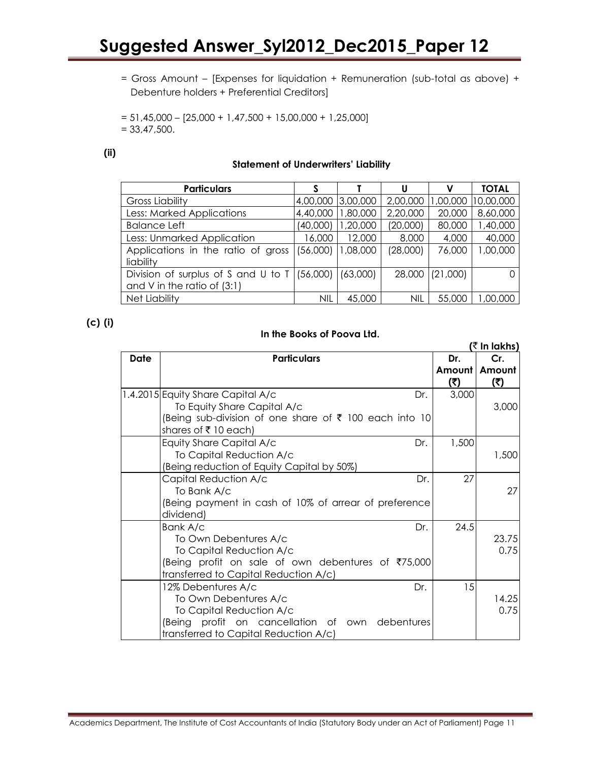= Gross Amount – [Expenses for liquidation + Remuneration (sub-total as above) + Debenture holders + Preferential Creditors]

= 51,45,000 – [25,000 + 1,47,500 + 15,00,000 + 1,25,000]
= 33,47,500.

**(ii)**

**Statement of Underwriters' Liability**

| Particulars | S | T | U | V | TOTAL |
|---|---|---|---|---|---|
| Gross Liability | 4,00,000 | 3,00,000 | 2,00,000 | 1,00,000 | 10,00,000 |
| Less: Marked Applications | 4,40,000 | 1,80,000 | 2,20,000 | 20,000 | 8,60,000 |
| Balance Left | (40,000) | 1,20,000 | (20,000) | 80,000 | 1,40,000 |
| Less: Unmarked Application | 16,000 | 12,000 | 8,000 | 4,000 | 40,000 |
| Applications in the ratio of gross liability | (56,000) | 1,08,000 | (28,000) | 76,000 | 1,00,000 |
| Division of surplus of S and U to T and V in the ratio of (3:1) | (56,000) | (63,000) | 28,000 | (21,000) | 0 |
| Net Liability | NIL | 45,000 | NIL | 55,000 | 1,00,000 |

**(c) (i)**

**In the Books of Poova Ltd.**

**(₹ In lakhs)**

| Date | Particulars | | Dr. Amount (₹) | Cr. Amount (₹) |
|---|---|---|---|---|
| 1.4.2015 | Equity Share Capital A/c | Dr. | 3,000 | |
| | To Equity Share Capital A/c | | | 3,000 |
| | (Being sub-division of one share of ₹ 100 each into 10 shares of ₹ 10 each) | | | |
| | Equity Share Capital A/c | Dr. | 1,500 | |
| | To Capital Reduction A/c | | | 1,500 |
| | (Being reduction of Equity Capital by 50%) | | | |
| | Capital Reduction A/c | Dr. | 27 | |
| | To Bank A/c | | | 27 |
| | (Being payment in cash of 10% of arrear of preference dividend) | | | |
| | Bank A/c | Dr. | 24.5 | |
| | To Own Debentures A/c | | | 23.75 |
| | To Capital Reduction A/c | | | 0.75 |
| | (Being profit on sale of own debentures of ₹75,000 transferred to Capital Reduction A/c) | | | |
| | 12% Debentures A/c | Dr. | 15 | |
| | To Own Debentures A/c | | | 14.25 |
| | To Capital Reduction A/c | | | 0.75 |
| | (Being profit on cancellation of own debentures transferred to Capital Reduction A/c) | | | |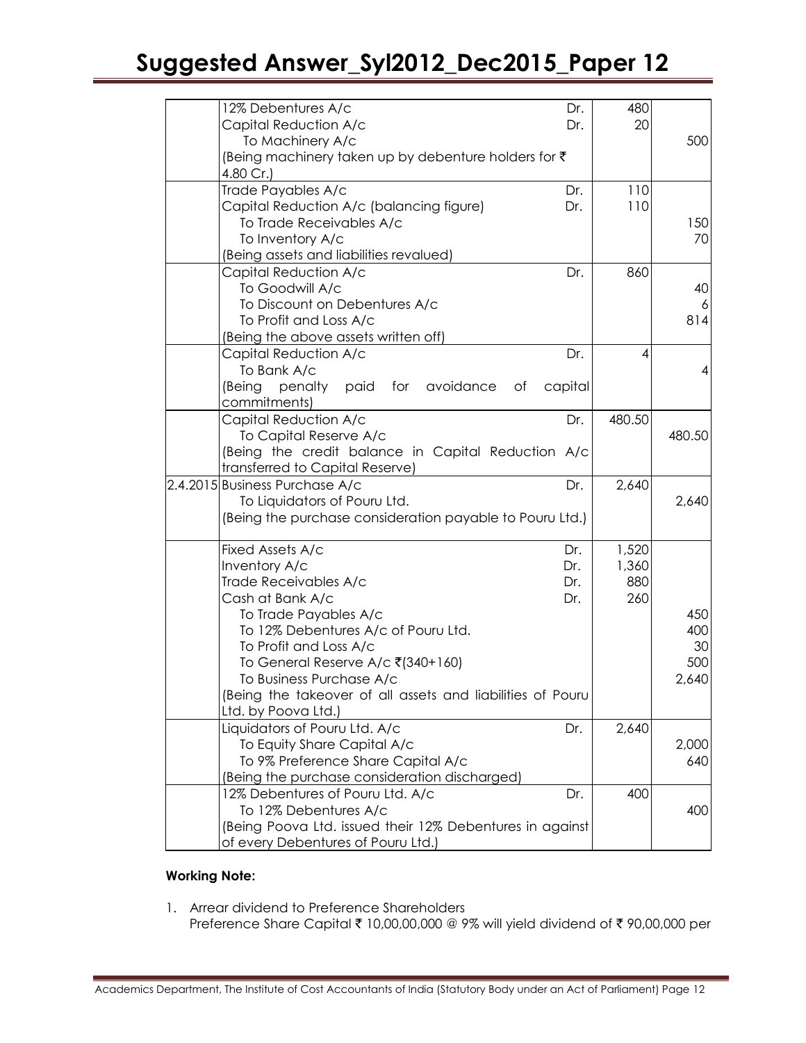| Date | Particulars | | Dr. | Cr. |
|---|---|---|---|---|
| | 12% Debentures A/c | Dr. | 480 | |
| | Capital Reduction A/c | Dr. | 20 | |
| | To Machinery A/c | | | 500 |
| | (Being machinery taken up by debenture holders for ₹ 4.80 Cr.) | | | |
| | Trade Payables A/c | Dr. | 110 | |
| | Capital Reduction A/c (balancing figure) | Dr. | 110 | |
| | To Trade Receivables A/c | | | 150 |
| | To Inventory A/c | | | 70 |
| | (Being assets and liabilities revalued) | | | |
| | Capital Reduction A/c | Dr. | 860 | |
| | To Goodwill A/c | | | 40 |
| | To Discount on Debentures A/c | | | 6 |
| | To Profit and Loss A/c | | | 814 |
| | (Being the above assets written off) | | | |
| | Capital Reduction A/c | Dr. | 4 | |
| | To Bank A/c | | | 4 |
| | (Being penalty paid for avoidance of capital commitments) | | | |
| | Capital Reduction A/c | Dr. | 480.50 | |
| | To Capital Reserve A/c | | | 480.50 |
| | (Being the credit balance in Capital Reduction A/c transferred to Capital Reserve) | | | |
| 2.4.2015 | Business Purchase A/c | Dr. | 2,640 | |
| | To Liquidators of Pouru Ltd. | | | 2,640 |
| | (Being the purchase consideration payable to Pouru Ltd.) | | | |
| | Fixed Assets A/c | Dr. | 1,520 | |
| | Inventory A/c | Dr. | 1,360 | |
| | Trade Receivables A/c | Dr. | 880 | |
| | Cash at Bank A/c | Dr. | 260 | |
| | To Trade Payables A/c | | | 450 |
| | To 12% Debentures A/c of Pouru Ltd. | | | 400 |
| | To Profit and Loss A/c | | | 30 |
| | To General Reserve A/c ₹(340+160) | | | 500 |
| | To Business Purchase A/c | | | 2,640 |
| | (Being the takeover of all assets and liabilities of Pouru Ltd. by Poova Ltd.) | | | |
| | Liquidators of Pouru Ltd. A/c | Dr. | 2,640 | |
| | To Equity Share Capital A/c | | | 2,000 |
| | To 9% Preference Share Capital A/c | | | 640 |
| | (Being the purchase consideration discharged) | | | |
| | 12% Debentures of Pouru Ltd. A/c | Dr. | 400 | |
| | To 12% Debentures A/c | | | 400 |
| | (Being Poova Ltd. issued their 12% Debentures in against of every Debentures of Pouru Ltd.) | | | |

**Working Note:**

1. Arrear dividend to Preference Shareholders
   Preference Share Capital ₹ 10,00,00,000 @ 9% will yield dividend of ₹ 90,00,000 per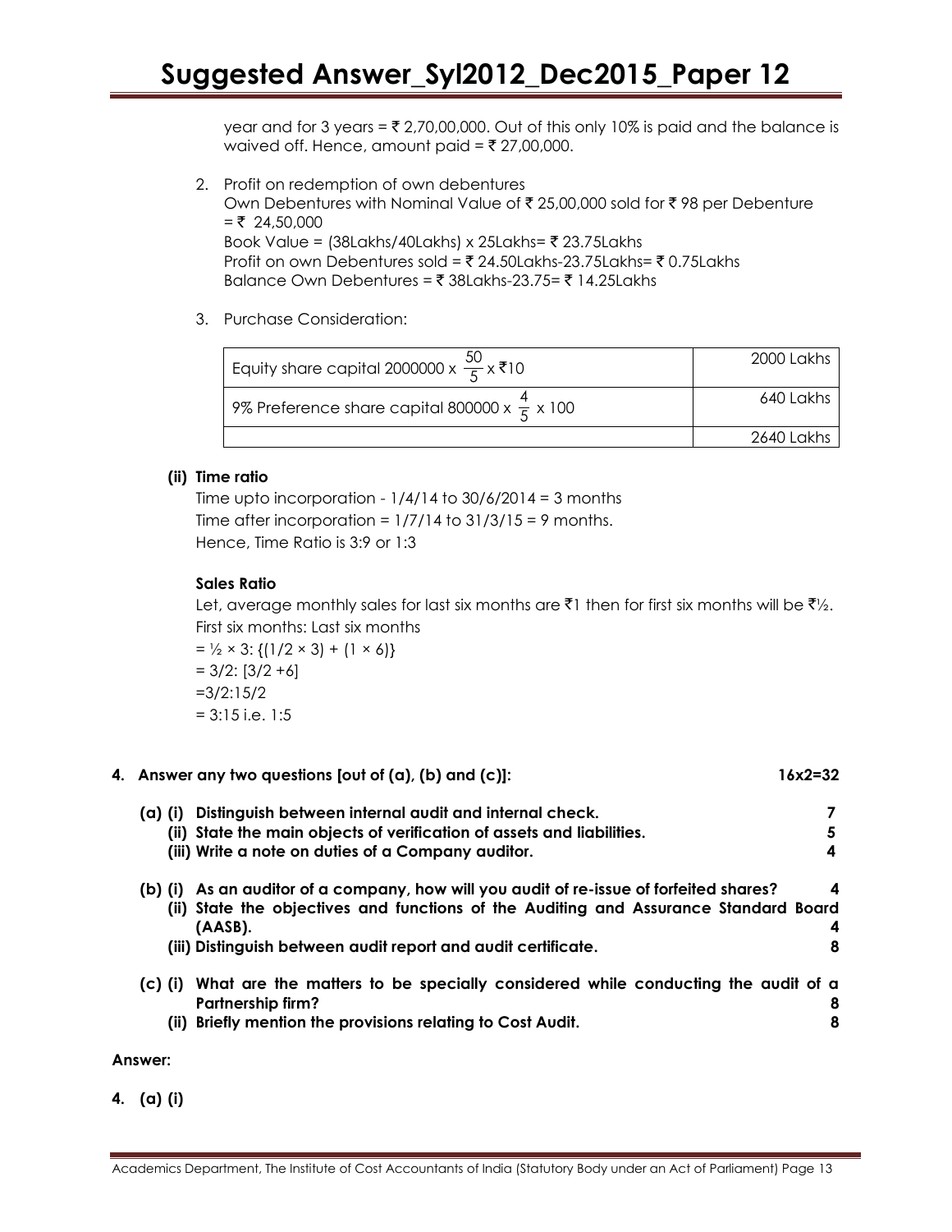year and for 3 years = ₹ 2,70,00,000. Out of this only 10% is paid and the balance is waived off. Hence, amount paid = ₹ 27,00,000.

2. Profit on redemption of own debentures
   Own Debentures with Nominal Value of ₹ 25,00,000 sold for ₹ 98 per Debenture = ₹ 24,50,000
   Book Value = (38Lakhs/40Lakhs) x 25Lakhs= ₹ 23.75Lakhs
   Profit on own Debentures sold = ₹ 24.50Lakhs-23.75Lakhs= ₹ 0.75Lakhs
   Balance Own Debentures = ₹ 38Lakhs-23.75= ₹ 14.25Lakhs

3. Purchase Consideration:

| | |
|---|---|
| Equity share capital 2000000 x $\frac{50}{5}$ x ₹10 | 2000 Lakhs |
| 9% Preference share capital 800000 x $\frac{4}{5}$ x 100 | 640 Lakhs |
| | 2640 Lakhs |

**(ii) Time ratio**

Time upto incorporation - 1/4/14 to 30/6/2014 = 3 months
Time after incorporation = 1/7/14 to 31/3/15 = 9 months.
Hence, Time Ratio is 3:9 or 1:3

**Sales Ratio**

Let, average monthly sales for last six months are ₹1 then for first six months will be ₹½.
First six months: Last six months
= ½ × 3: {(1/2 × 3) + (1 × 6)}
= 3/2: [3/2 +6]
=3/2:15/2
= 3:15 i.e. 1:5

**4. Answer any two questions [out of (a), (b) and (c)]: 16x2=32**

**(a) (i) Distinguish between internal audit and internal check. 7**
**(ii) State the main objects of verification of assets and liabilities. 5**
**(iii) Write a note on duties of a Company auditor. 4**

**(b) (i) As an auditor of a company, how will you audit of re-issue of forfeited shares? 4**
**(ii) State the objectives and functions of the Auditing and Assurance Standard Board (AASB). 4**
**(iii) Distinguish between audit report and audit certificate. 8**

**(c) (i) What are the matters to be specially considered while conducting the audit of a Partnership firm? 8**
**(ii) Briefly mention the provisions relating to Cost Audit. 8**

**Answer:**

**4. (a) (i)**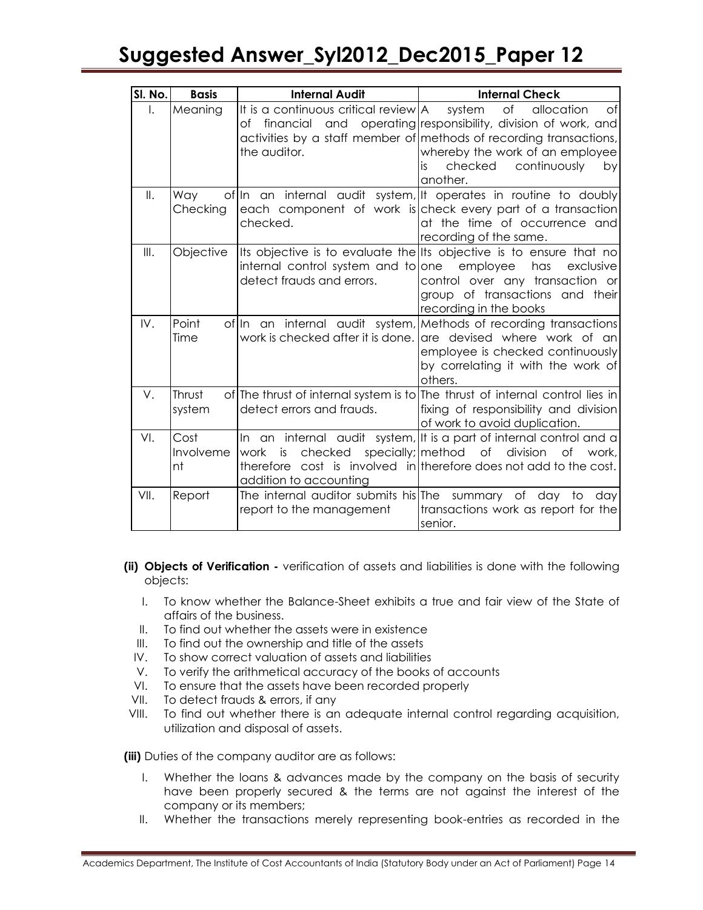| Sl. No. | Basis | Internal Audit | Internal Check |
|---|---|---|---|
| I. | Meaning | It is a continuous critical review of financial and operating activities by a staff member of the auditor. | A system of allocation of responsibility, division of work, and methods of recording transactions, whereby the work of an employee is checked continuously by another. |
| II. | Way of Checking | In an internal audit system, each component of work is checked. | It operates in routine to doubly check every part of a transaction at the time of occurrence and recording of the same. |
| III. | Objective | Its objective is to evaluate the internal control system and to detect frauds and errors. | Its objective is to ensure that no one employee has exclusive control over any transaction or group of transactions and their recording in the books |
| IV. | Point of Time | In an internal audit system, work is checked after it is done. | Methods of recording transactions are devised where work of an employee is checked continuously by correlating it with the work of others. |
| V. | Thrust of system | The thrust of internal system is to detect errors and frauds. | The thrust of internal control lies in fixing of responsibility and division of work to avoid duplication. |
| VI. | Cost Involvement | In an internal audit system, work is checked specially; therefore cost is involved in addition to accounting | It is a part of internal control and a method of division of work, therefore does not add to the cost. |
| VII. | Report | The internal auditor submits his report to the management | The summary of day to day transactions work as report for the senior. |

**(ii) Objects of Verification -** verification of assets and liabilities is done with the following objects:

I. To know whether the Balance-Sheet exhibits a true and fair view of the State of affairs of the business.
II. To find out whether the assets were in existence
III. To find out the ownership and title of the assets
IV. To show correct valuation of assets and liabilities
V. To verify the arithmetical accuracy of the books of accounts
VI. To ensure that the assets have been recorded properly
VII. To detect frauds & errors, if any
VIII. To find out whether there is an adequate internal control regarding acquisition, utilization and disposal of assets.

**(iii)** Duties of the company auditor are as follows:

I. Whether the loans & advances made by the company on the basis of security have been properly secured & the terms are not against the interest of the company or its members;
II. Whether the transactions merely representing book-entries as recorded in the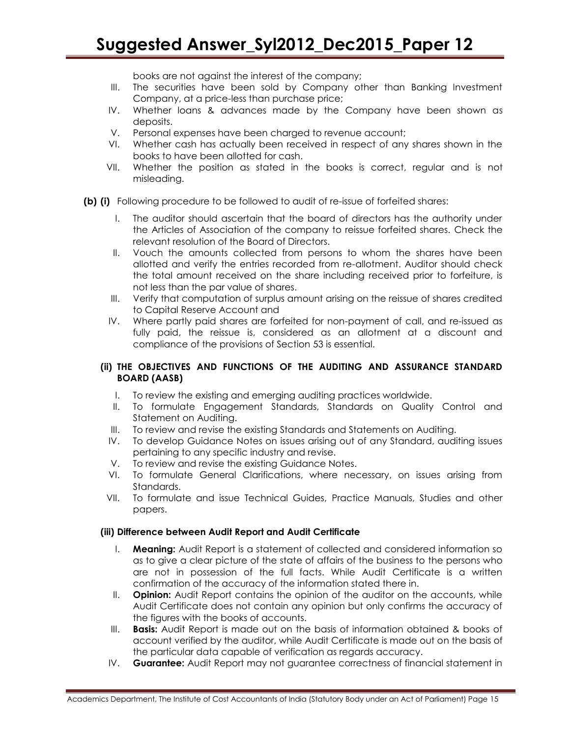books are not against the interest of the company;

III. The securities have been sold by Company other than Banking Investment Company, at a price-less than purchase price;
IV. Whether loans & advances made by the Company have been shown as deposits.
V. Personal expenses have been charged to revenue account;
VI. Whether cash has actually been received in respect of any shares shown in the books to have been allotted for cash.
VII. Whether the position as stated in the books is correct, regular and is not misleading.

**(b) (i)** Following procedure to be followed to audit of re-issue of forfeited shares:

I. The auditor should ascertain that the board of directors has the authority under the Articles of Association of the company to reissue forfeited shares. Check the relevant resolution of the Board of Directors.
II. Vouch the amounts collected from persons to whom the shares have been allotted and verify the entries recorded from re-allotment. Auditor should check the total amount received on the share including received prior to forfeiture, is not less than the par value of shares.
III. Verify that computation of surplus amount arising on the reissue of shares credited to Capital Reserve Account and
IV. Where partly paid shares are forfeited for non-payment of call, and re-issued as fully paid, the reissue is, considered as an allotment at a discount and compliance of the provisions of Section 53 is essential.

**(ii) THE OBJECTIVES AND FUNCTIONS OF THE AUDITING AND ASSURANCE STANDARD BOARD (AASB)**

I. To review the existing and emerging auditing practices worldwide.
II. To formulate Engagement Standards, Standards on Quality Control and Statement on Auditing.
III. To review and revise the existing Standards and Statements on Auditing.
IV. To develop Guidance Notes on issues arising out of any Standard, auditing issues pertaining to any specific industry and revise.
V. To review and revise the existing Guidance Notes.
VI. To formulate General Clarifications, where necessary, on issues arising from Standards.
VII. To formulate and issue Technical Guides, Practice Manuals, Studies and other papers.

**(iii) Difference between Audit Report and Audit Certificate**

I. **Meaning:** Audit Report is a statement of collected and considered information so as to give a clear picture of the state of affairs of the business to the persons who are not in possession of the full facts. While Audit Certificate is a written confirmation of the accuracy of the information stated there in.
II. **Opinion:** Audit Report contains the opinion of the auditor on the accounts, while Audit Certificate does not contain any opinion but only confirms the accuracy of the figures with the books of accounts.
III. **Basis:** Audit Report is made out on the basis of information obtained & books of account verified by the auditor, while Audit Certificate is made out on the basis of the particular data capable of verification as regards accuracy.
IV. **Guarantee:** Audit Report may not guarantee correctness of financial statement in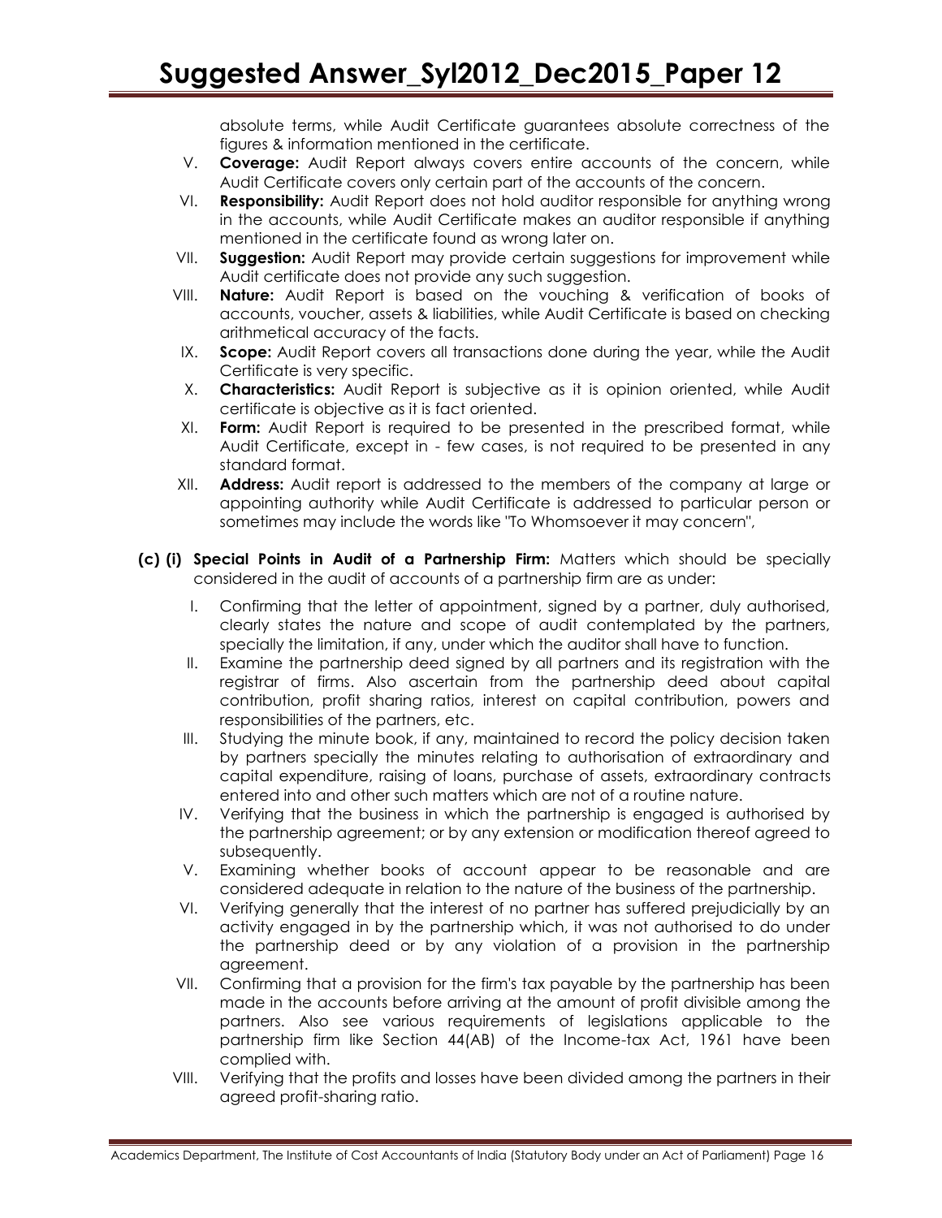absolute terms, while Audit Certificate guarantees absolute correctness of the figures & information mentioned in the certificate.

V. **Coverage:** Audit Report always covers entire accounts of the concern, while Audit Certificate covers only certain part of the accounts of the concern.

VI. **Responsibility:** Audit Report does not hold auditor responsible for anything wrong in the accounts, while Audit Certificate makes an auditor responsible if anything mentioned in the certificate found as wrong later on.

VII. **Suggestion:** Audit Report may provide certain suggestions for improvement while Audit certificate does not provide any such suggestion.

VIII. **Nature:** Audit Report is based on the vouching & verification of books of accounts, voucher, assets & liabilities, while Audit Certificate is based on checking arithmetical accuracy of the facts.

IX. **Scope:** Audit Report covers all transactions done during the year, while the Audit Certificate is very specific.

X. **Characteristics:** Audit Report is subjective as it is opinion oriented, while Audit certificate is objective as it is fact oriented.

XI. **Form:** Audit Report is required to be presented in the prescribed format, while Audit Certificate, except in - few cases, is not required to be presented in any standard format.

XII. **Address:** Audit report is addressed to the members of the company at large or appointing authority while Audit Certificate is addressed to particular person or sometimes may include the words like "To Whomsoever it may concern",

**(c) (i) Special Points in Audit of a Partnership Firm:** Matters which should be specially considered in the audit of accounts of a partnership firm are as under:

I. Confirming that the letter of appointment, signed by a partner, duly authorised, clearly states the nature and scope of audit contemplated by the partners, specially the limitation, if any, under which the auditor shall have to function.

II. Examine the partnership deed signed by all partners and its registration with the registrar of firms. Also ascertain from the partnership deed about capital contribution, profit sharing ratios, interest on capital contribution, powers and responsibilities of the partners, etc.

III. Studying the minute book, if any, maintained to record the policy decision taken by partners specially the minutes relating to authorisation of extraordinary and capital expenditure, raising of loans, purchase of assets, extraordinary contracts entered into and other such matters which are not of a routine nature.

IV. Verifying that the business in which the partnership is engaged is authorised by the partnership agreement; or by any extension or modification thereof agreed to subsequently.

V. Examining whether books of account appear to be reasonable and are considered adequate in relation to the nature of the business of the partnership.

VI. Verifying generally that the interest of no partner has suffered prejudicially by an activity engaged in by the partnership which, it was not authorised to do under the partnership deed or by any violation of a provision in the partnership agreement.

VII. Confirming that a provision for the firm's tax payable by the partnership has been made in the accounts before arriving at the amount of profit divisible among the partners. Also see various requirements of legislations applicable to the partnership firm like Section 44(AB) of the Income-tax Act, 1961 have been complied with.

VIII. Verifying that the profits and losses have been divided among the partners in their agreed profit-sharing ratio.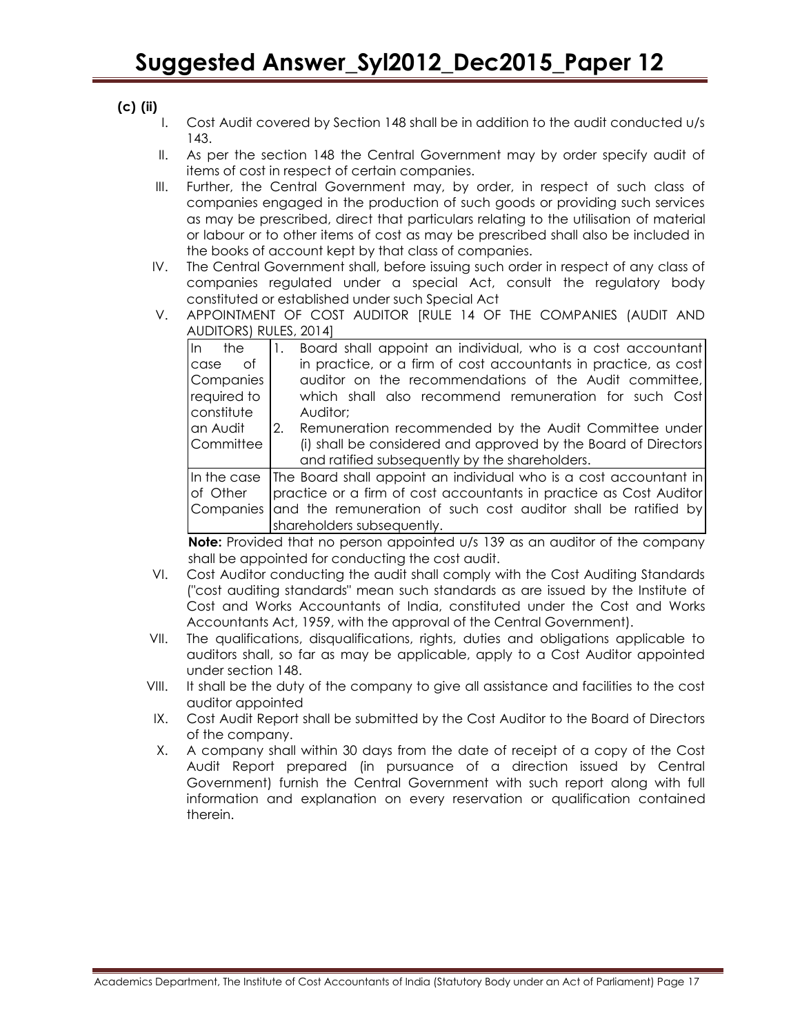**(c) (ii)**

I. Cost Audit covered by Section 148 shall be in addition to the audit conducted u/s 143.

II. As per the section 148 the Central Government may by order specify audit of items of cost in respect of certain companies.

III. Further, the Central Government may, by order, in respect of such class of companies engaged in the production of such goods or providing such services as may be prescribed, direct that particulars relating to the utilisation of material or labour or to other items of cost as may be prescribed shall also be included in the books of account kept by that class of companies.

IV. The Central Government shall, before issuing such order in respect of any class of companies regulated under a special Act, consult the regulatory body constituted or established under such Special Act

V. APPOINTMENT OF COST AUDITOR [RULE 14 OF THE COMPANIES (AUDIT AND AUDITORS) RULES, 2014]

| | |
|---|---|
| In the case of Companies required to constitute an Audit Committee | 1. Board shall appoint an individual, who is a cost accountant in practice, or a firm of cost accountants in practice, as cost auditor on the recommendations of the Audit committee, which shall also recommend remuneration for such Cost Auditor;<br>2. Remuneration recommended by the Audit Committee under (i) shall be considered and approved by the Board of Directors and ratified subsequently by the shareholders. |
| In the case of Other Companies | The Board shall appoint an individual who is a cost accountant in practice or a firm of cost accountants in practice as Cost Auditor and the remuneration of such cost auditor shall be ratified by shareholders subsequently. |

**Note:** Provided that no person appointed u/s 139 as an auditor of the company shall be appointed for conducting the cost audit.

VI. Cost Auditor conducting the audit shall comply with the Cost Auditing Standards ("cost auditing standards" mean such standards as are issued by the Institute of Cost and Works Accountants of India, constituted under the Cost and Works Accountants Act, 1959, with the approval of the Central Government).

VII. The qualifications, disqualifications, rights, duties and obligations applicable to auditors shall, so far as may be applicable, apply to a Cost Auditor appointed under section 148.

VIII. It shall be the duty of the company to give all assistance and facilities to the cost auditor appointed

IX. Cost Audit Report shall be submitted by the Cost Auditor to the Board of Directors of the company.

X. A company shall within 30 days from the date of receipt of a copy of the Cost Audit Report prepared (in pursuance of a direction issued by Central Government) furnish the Central Government with such report along with full information and explanation on every reservation or qualification contained therein.